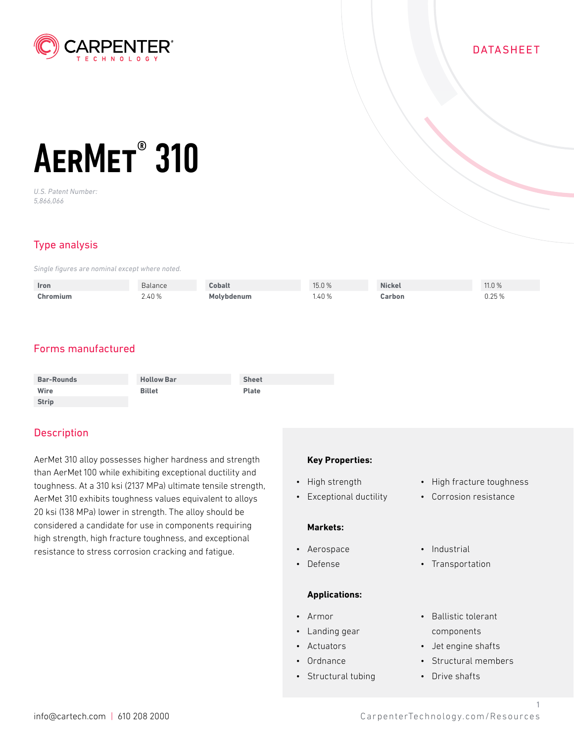DATASHEET

# AerMet® 310

*U.S. Patent Number: 5,866,066*

## Type analysis

*Single figures are nominal except where noted.*

| | | | | | |
|---|---|---|---|---|---|
| **Iron** | Balance | **Cobalt** | 15.0 % | **Nickel** | 11.0 % |
| **Chromium** | 2.40 % | **Molybdenum** | 1.40 % | **Carbon** | 0.25 % |

## Forms manufactured

| | | |
|---|---|---|
| **Bar-Rounds** | **Hollow Bar** | **Sheet** |
| **Wire** | **Billet** | **Plate** |
| **Strip** | | |

## Description

AerMet 310 alloy possesses higher hardness and strength than AerMet 100 while exhibiting exceptional ductility and toughness. At a 310 ksi (2137 MPa) ultimate tensile strength, AerMet 310 exhibits toughness values equivalent to alloys 20 ksi (138 MPa) lower in strength. The alloy should be considered a candidate for use in components requiring high strength, high fracture toughness, and exceptional resistance to stress corrosion cracking and fatigue.

**Key Properties:**

- High strength
- Exceptional ductility
- High fracture toughness
- Corrosion resistance

**Markets:**

- Aerospace
- Defense
- Industrial
- Transportation

**Applications:**

- Armor
- Landing gear
- Actuators
- Ordnance
- Structural tubing
- Ballistic tolerant components
- Jet engine shafts
- Structural members
- Drive shafts

info@cartech.com | 610 208 2000

CarpenterTechnology.com/Resources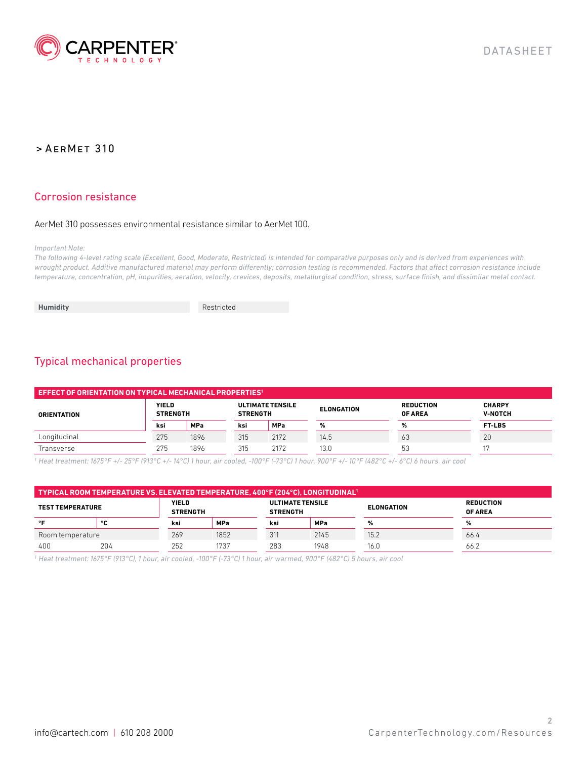> AerMet 310

## Corrosion resistance

AerMet 310 possesses environmental resistance similar to AerMet 100.

*Important Note:*
*The following 4-level rating scale (Excellent, Good, Moderate, Restricted) is intended for comparative purposes only and is derived from experiences with wrought product. Additive manufactured material may perform differently; corrosion testing is recommended. Factors that affect corrosion resistance include temperature, concentration, pH, impurities, aeration, velocity, crevices, deposits, metallurgical condition, stress, surface finish, and dissimilar metal contact.*

| | |
|---|---|
| **Humidity** | Restricted |

## Typical mechanical properties

**EFFECT OF ORIENTATION ON TYPICAL MECHANICAL PROPERTIES[1]**

| ORIENTATION | YIELD STRENGTH | | ULTIMATE TENSILE STRENGTH | | ELONGATION | REDUCTION OF AREA | CHARPY V-NOTCH |
|---|---|---|---|---|---|---|---|
| | ksi | MPa | ksi | MPa | % | % | FT-LBS |
| Longitudinal | 275 | 1896 | 315 | 2172 | 14.5 | 63 | 20 |
| Transverse | 275 | 1896 | 315 | 2172 | 13.0 | 53 | 17 |

[1] *Heat treatment: 1675°F +/- 25°F (913°C +/- 14°C) 1 hour, air cooled, -100°F (-73°C) 1 hour, 900°F +/- 10°F (482°C +/- 6°C) 6 hours, air cool*

**TYPICAL ROOM TEMPERATURE VS. ELEVATED TEMPERATURE, 400°F (204°C), LONGITUDINAL[1]**

| TEST TEMPERATURE | | YIELD STRENGTH | | ULTIMATE TENSILE STRENGTH | | ELONGATION | REDUCTION OF AREA |
|---|---|---|---|---|---|---|---|
| °F | °C | ksi | MPa | ksi | MPa | % | % |
| Room temperature | | 269 | 1852 | 311 | 2145 | 15.2 | 66.4 |
| 400 | 204 | 252 | 1737 | 283 | 1948 | 16.0 | 66.2 |

[1] *Heat treatment: 1675°F (913°C), 1 hour, air cooled, -100°F (-73°C) 1 hour, air warmed, 900°F (482°C) 5 hours, air cool*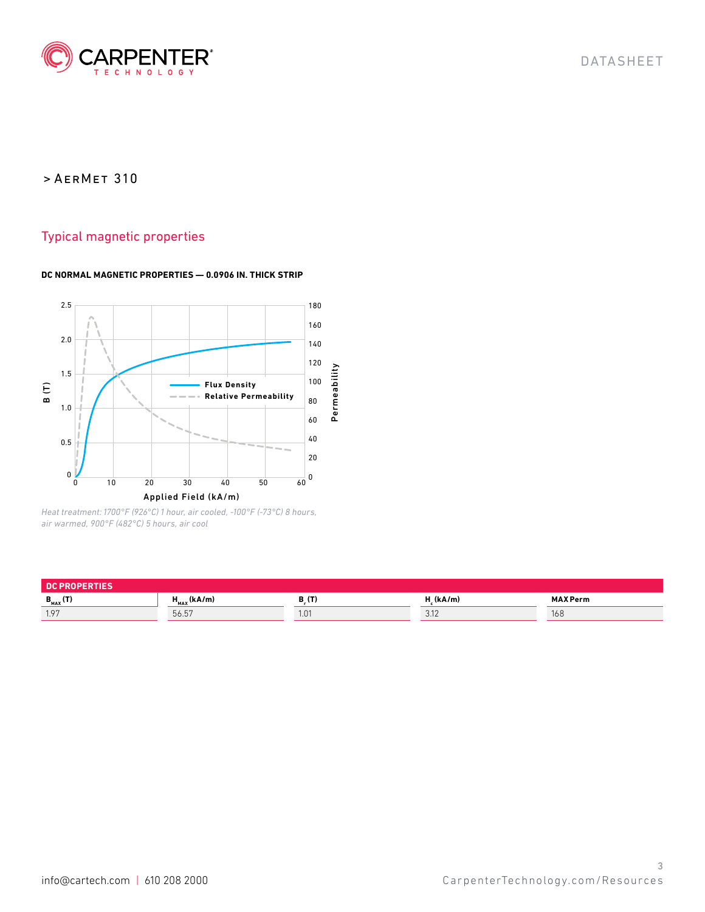> AerMet 310

## Typical magnetic properties

**DC NORMAL MAGNETIC PROPERTIES — 0.0906 IN. THICK STRIP**

*Heat treatment: 1700°F (926°C) 1 hour, air cooled, -100°F (-73°C) 8 hours, air warmed, 900°F (482°C) 5 hours, air cool*

| **DC PROPERTIES** | | | | |
|---|---|---|---|---|
| $B_{MAX}$ (T) | $H_{MAX}$ (kA/m) | $B_r$ (T) | $H_c$ (kA/m) | MAX Perm |
| 1.97 | 56.57 | 1.01 | 3.12 | 168 |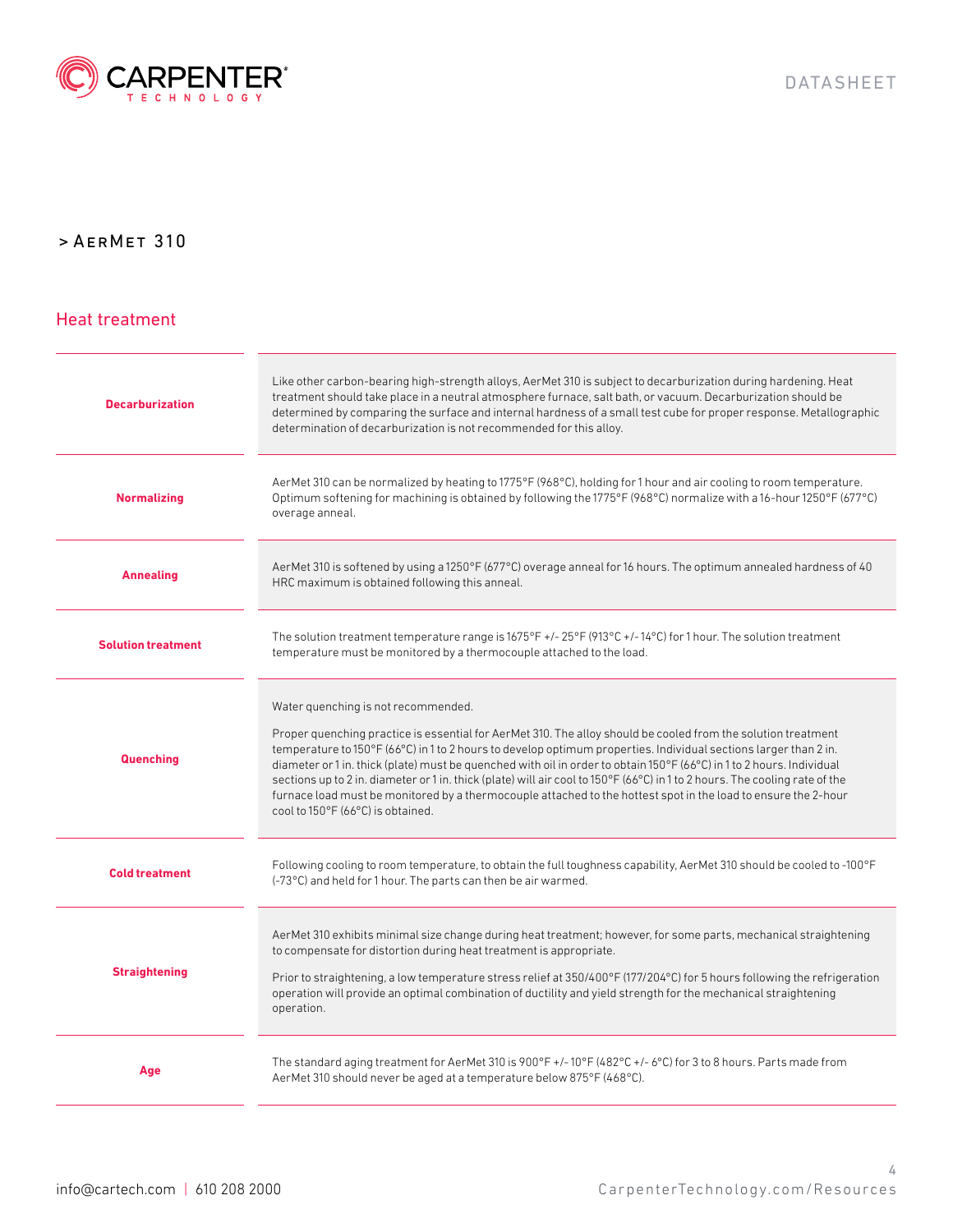> AerMet 310

## Heat treatment

| | |
|---|---|
| **Decarburization** | Like other carbon-bearing high-strength alloys, AerMet 310 is subject to decarburization during hardening. Heat treatment should take place in a neutral atmosphere furnace, salt bath, or vacuum. Decarburization should be determined by comparing the surface and internal hardness of a small test cube for proper response. Metallographic determination of decarburization is not recommended for this alloy. |
| **Normalizing** | AerMet 310 can be normalized by heating to 1775°F (968°C), holding for 1 hour and air cooling to room temperature. Optimum softening for machining is obtained by following the 1775°F (968°C) normalize with a 16-hour 1250°F (677°C) overage anneal. |
| **Annealing** | AerMet 310 is softened by using a 1250°F (677°C) overage anneal for 16 hours. The optimum annealed hardness of 40 HRC maximum is obtained following this anneal. |
| **Solution treatment** | The solution treatment temperature range is 1675°F +/- 25°F (913°C +/- 14°C) for 1 hour. The solution treatment temperature must be monitored by a thermocouple attached to the load. |
| **Quenching** | Water quenching is not recommended.<br><br>Proper quenching practice is essential for AerMet 310. The alloy should be cooled from the solution treatment temperature to 150°F (66°C) in 1 to 2 hours to develop optimum properties. Individual sections larger than 2 in. diameter or 1 in. thick (plate) must be quenched with oil in order to obtain 150°F (66°C) in 1 to 2 hours. Individual sections up to 2 in. diameter or 1 in. thick (plate) will air cool to 150°F (66°C) in 1 to 2 hours. The cooling rate of the furnace load must be monitored by a thermocouple attached to the hottest spot in the load to ensure the 2-hour cool to 150°F (66°C) is obtained. |
| **Cold treatment** | Following cooling to room temperature, to obtain the full toughness capability, AerMet 310 should be cooled to -100°F (-73°C) and held for 1 hour. The parts can then be air warmed. |
| **Straightening** | AerMet 310 exhibits minimal size change during heat treatment; however, for some parts, mechanical straightening to compensate for distortion during heat treatment is appropriate.<br><br>Prior to straightening, a low temperature stress relief at 350/400°F (177/204°C) for 5 hours following the refrigeration operation will provide an optimal combination of ductility and yield strength for the mechanical straightening operation. |
| **Age** | The standard aging treatment for AerMet 310 is 900°F +/- 10°F (482°C +/- 6°C) for 3 to 8 hours. Parts made from AerMet 310 should never be aged at a temperature below 875°F (468°C). |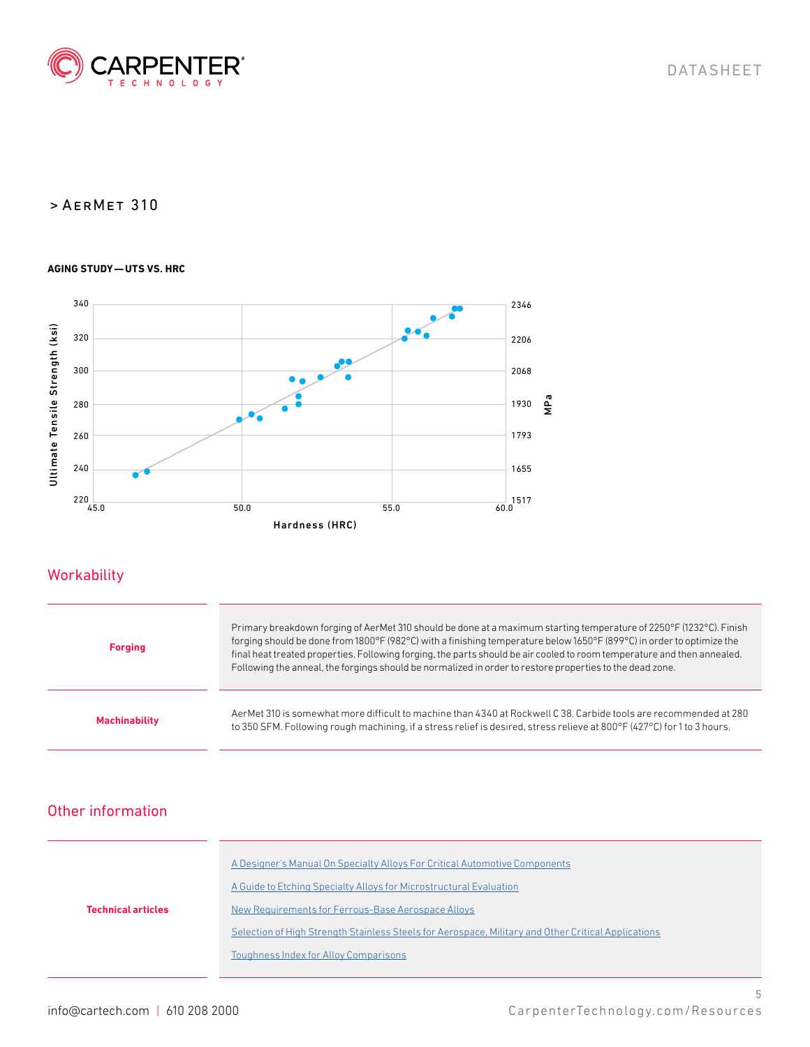> AerMet 310

**AGING STUDY — UTS VS. HRC**

## Workability

| | |
|---|---|
| **Forging** | Primary breakdown forging of AerMet 310 should be done at a maximum starting temperature of 2250°F (1232°C). Finish forging should be done from 1800°F (982°C) with a finishing temperature below 1650°F (899°C) in order to optimize the final heat treated properties. Following forging, the parts should be air cooled to room temperature and then annealed. Following the anneal, the forgings should be normalized in order to restore properties to the dead zone. |
| **Machinability** | AerMet 310 is somewhat more difficult to machine than 4340 at Rockwell C 38. Carbide tools are recommended at 280 to 350 SFM. Following rough machining, if a stress relief is desired, stress relieve at 800°F (427°C) for 1 to 3 hours. |

## Other information

| | |
|---|---|
| **Technical articles** | A Designer's Manual On Specialty Alloys For Critical Automotive Components<br>A Guide to Etching Specialty Alloys for Microstructural Evaluation<br>New Requirements for Ferrous-Base Aerospace Alloys<br>Selection of High Strength Stainless Steels for Aerospace, Military and Other Critical Applications<br>Toughness Index for Alloy Comparisons |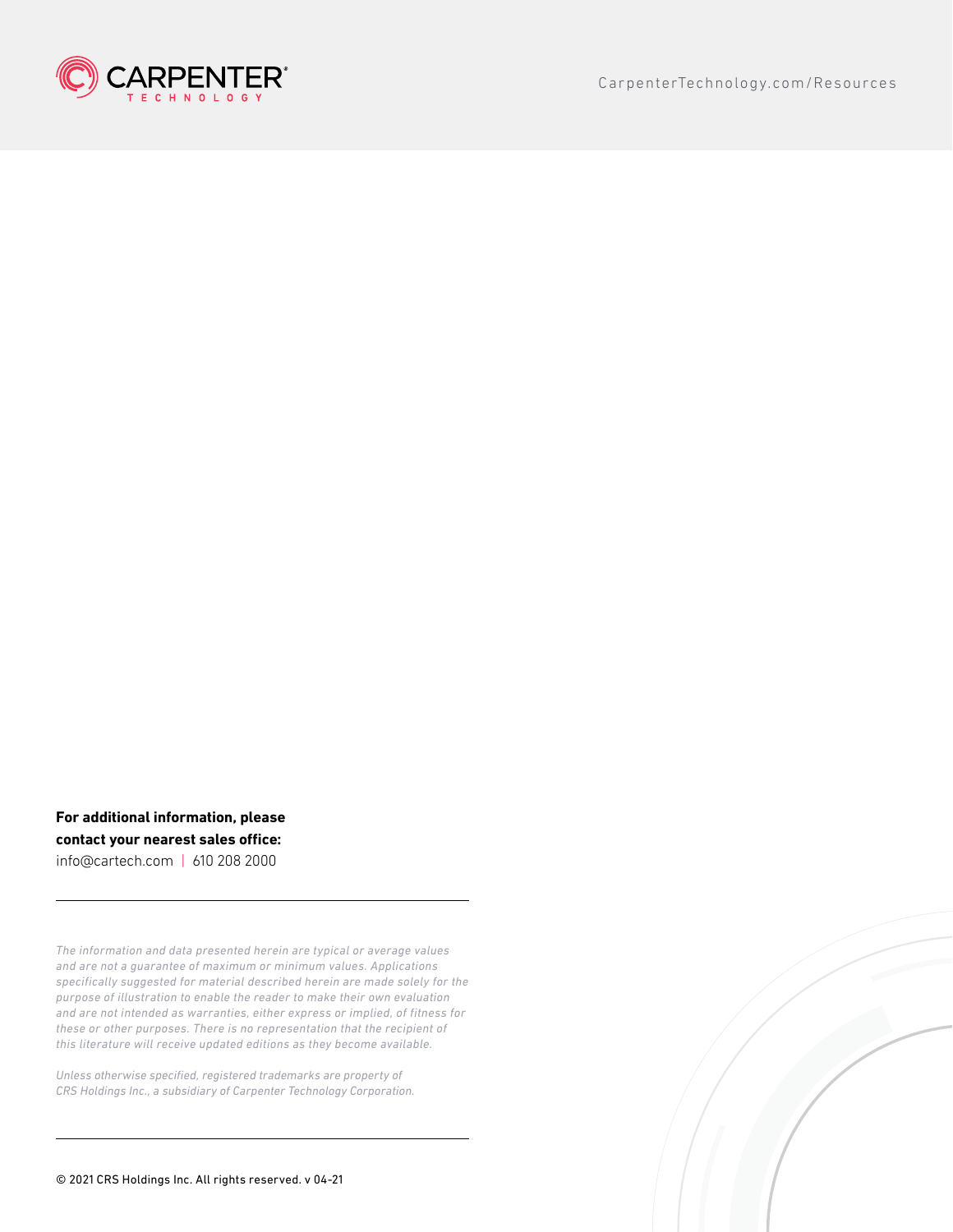**For additional information, please contact your nearest sales office:**
info@cartech.com | 610 208 2000

*The information and data presented herein are typical or average values and are not a guarantee of maximum or minimum values. Applications specifically suggested for material described herein are made solely for the purpose of illustration to enable the reader to make their own evaluation and are not intended as warranties, either express or implied, of fitness for these or other purposes. There is no representation that the recipient of this literature will receive updated editions as they become available.*

*Unless otherwise specified, registered trademarks are property of CRS Holdings Inc., a subsidiary of Carpenter Technology Corporation.*

© 2021 CRS Holdings Inc. All rights reserved. v 04-21